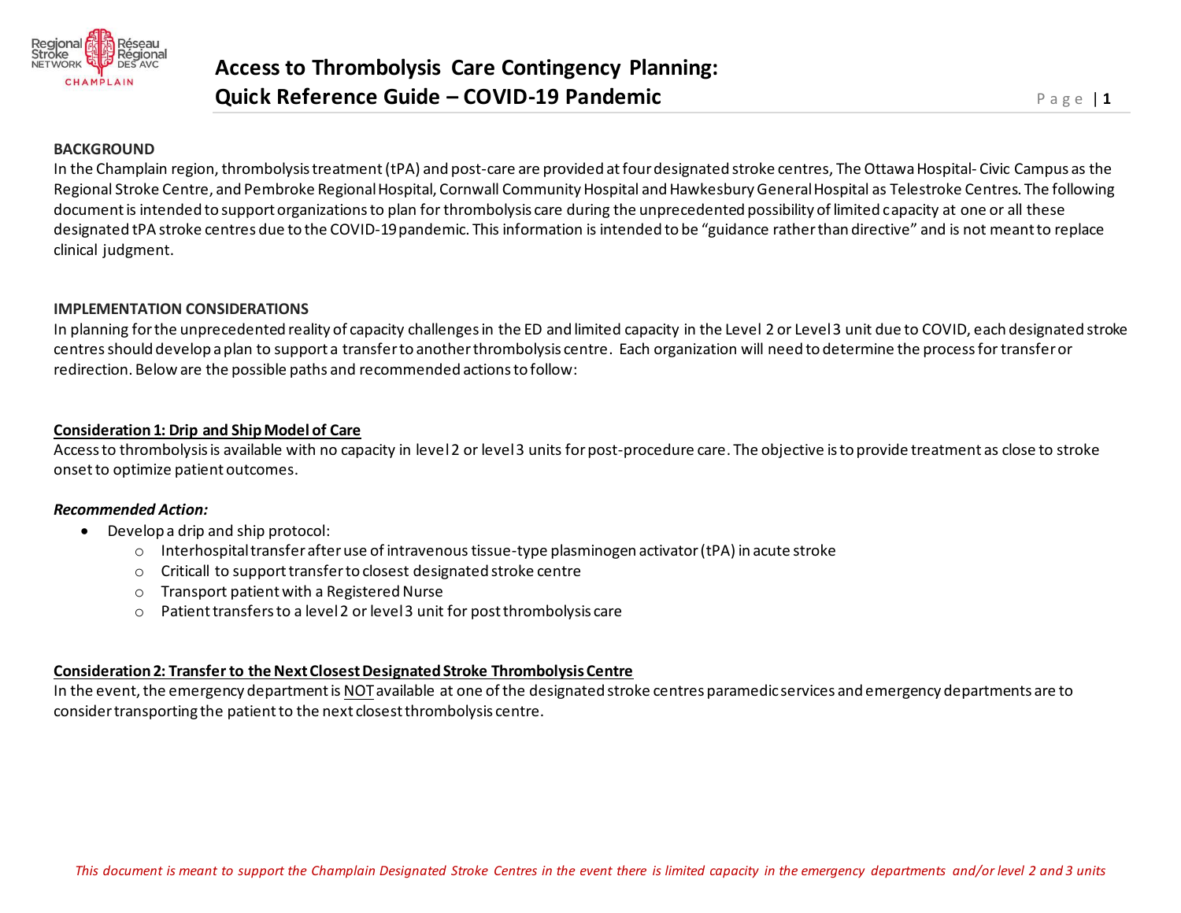# Access to Thrombolysis Care Contingency Planning: Quick Reference Guide – COVID-19 Pandemic

**BACKGROUND**

In the Champlain region, thrombolysis treatment (tPA) and post-care are provided at four designated stroke centres, The Ottawa Hospital- Civic Campus as the Regional Stroke Centre, and Pembroke Regional Hospital, Cornwall Community Hospital and Hawkesbury General Hospital as Telestroke Centres. The following document is intended to support organizations to plan for thrombolysis care during the unprecedented possibility of limited capacity at one or all these designated tPA stroke centres due to the COVID-19 pandemic. This information is intended to be "guidance rather than directive" and is not meant to replace clinical judgment.

**IMPLEMENTATION CONSIDERATIONS**

In planning for the unprecedented reality of capacity challenges in the ED and limited capacity in the Level 2 or Level 3 unit due to COVID, each designated stroke centres should develop a plan to support a transfer to another thrombolysis centre. Each organization will need to determine the process for transfer or redirection. Below are the possible paths and recommended actions to follow:

**Consideration 1: Drip and Ship Model of Care**

Access to thrombolysis is available with no capacity in level 2 or level 3 units for post-procedure care. The objective is to provide treatment as close to stroke onset to optimize patient outcomes.

***Recommended Action:***

- Develop a drip and ship protocol:
  - Interhospital transfer after use of intravenous tissue-type plasminogen activator (tPA) in acute stroke
  - Criticall to support transfer to closest designated stroke centre
  - Transport patient with a Registered Nurse
  - Patient transfers to a level 2 or level 3 unit for post thrombolysis care

**Consideration 2: Transfer to the Next Closest Designated Stroke Thrombolysis Centre**

In the event, the emergency department is NOT available at one of the designated stroke centres paramedic services and emergency departments are to consider transporting the patient to the next closest thrombolysis centre.

*This document is meant to support the Champlain Designated Stroke Centres in the event there is limited capacity in the emergency departments and/or level 2 and 3 units*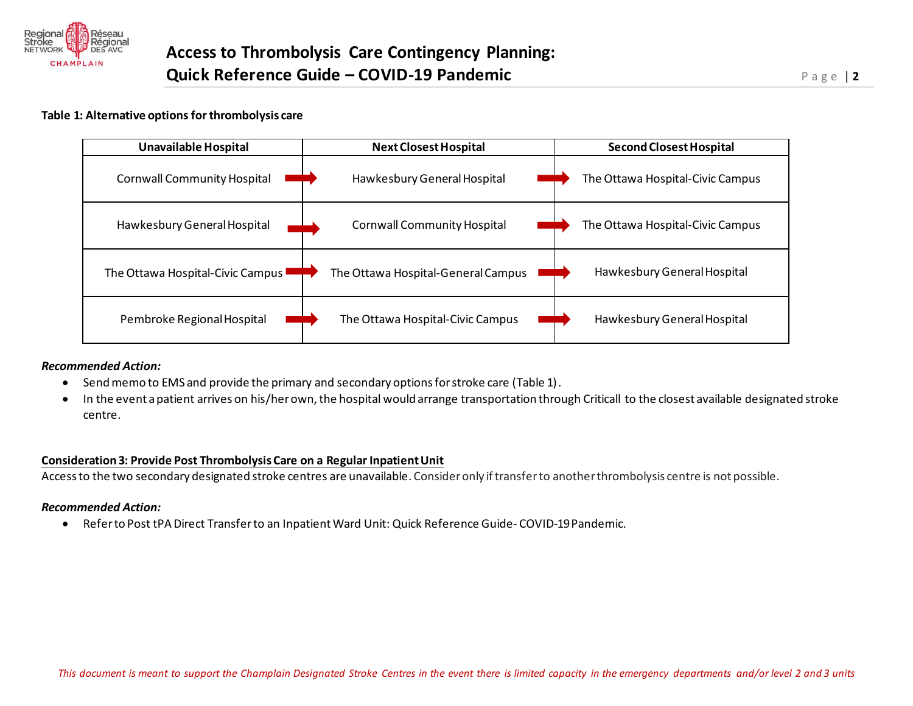**Table 1: Alternative options for thrombolysis care**

| Unavailable Hospital | Next Closest Hospital | Second Closest Hospital |
|---|---|---|
| Cornwall Community Hospital | Hawkesbury General Hospital | The Ottawa Hospital-Civic Campus |
| Hawkesbury General Hospital | Cornwall Community Hospital | The Ottawa Hospital-Civic Campus |
| The Ottawa Hospital-Civic Campus | The Ottawa Hospital-General Campus | Hawkesbury General Hospital |
| Pembroke Regional Hospital | The Ottawa Hospital-Civic Campus | Hawkesbury General Hospital |

***Recommended Action:***

- Send memo to EMS and provide the primary and secondary options for stroke care (Table 1).
- In the event a patient arrives on his/her own, the hospital would arrange transportation through Criticall to the closest available designated stroke centre.

**Consideration 3: Provide Post Thrombolysis Care on a Regular Inpatient Unit**

Access to the two secondary designated stroke centres are unavailable. Consider only if transfer to another thrombolysis centre is not possible.

***Recommended Action:***

- Refer to Post tPA Direct Transfer to an Inpatient Ward Unit: Quick Reference Guide- COVID-19 Pandemic.

*This document is meant to support the Champlain Designated Stroke Centres in the event there is limited capacity in the emergency departments and/or level 2 and 3 units*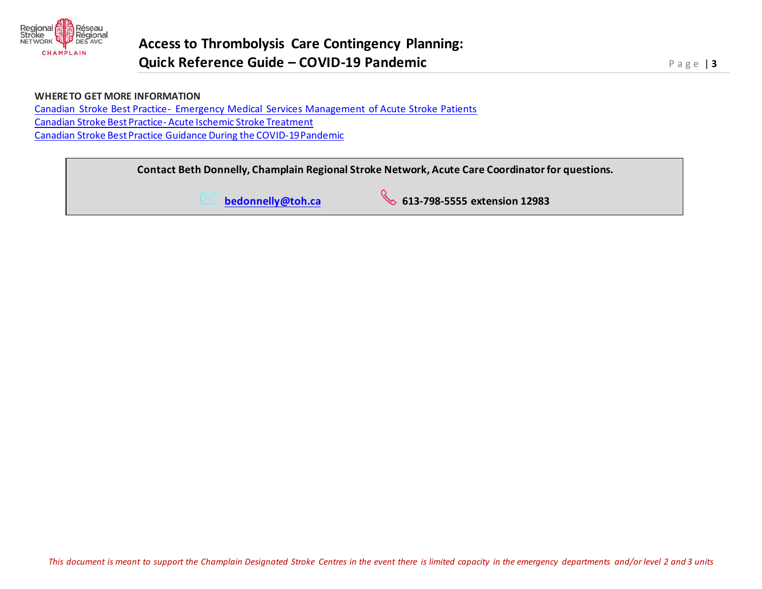**WHERE TO GET MORE INFORMATION**

Canadian Stroke Best Practice- Emergency Medical Services Management of Acute Stroke Patients

Canadian Stroke Best Practice- Acute Ischemic Stroke Treatment

Canadian Stroke Best Practice Guidance During the COVID-19 Pandemic

**Contact Beth Donnelly, Champlain Regional Stroke Network, Acute Care Coordinator for questions.**

**bedonnelly@toh.ca** **613-798-5555 extension 12983**

*This document is meant to support the Champlain Designated Stroke Centres in the event there is limited capacity in the emergency departments and/or level 2 and 3 units*